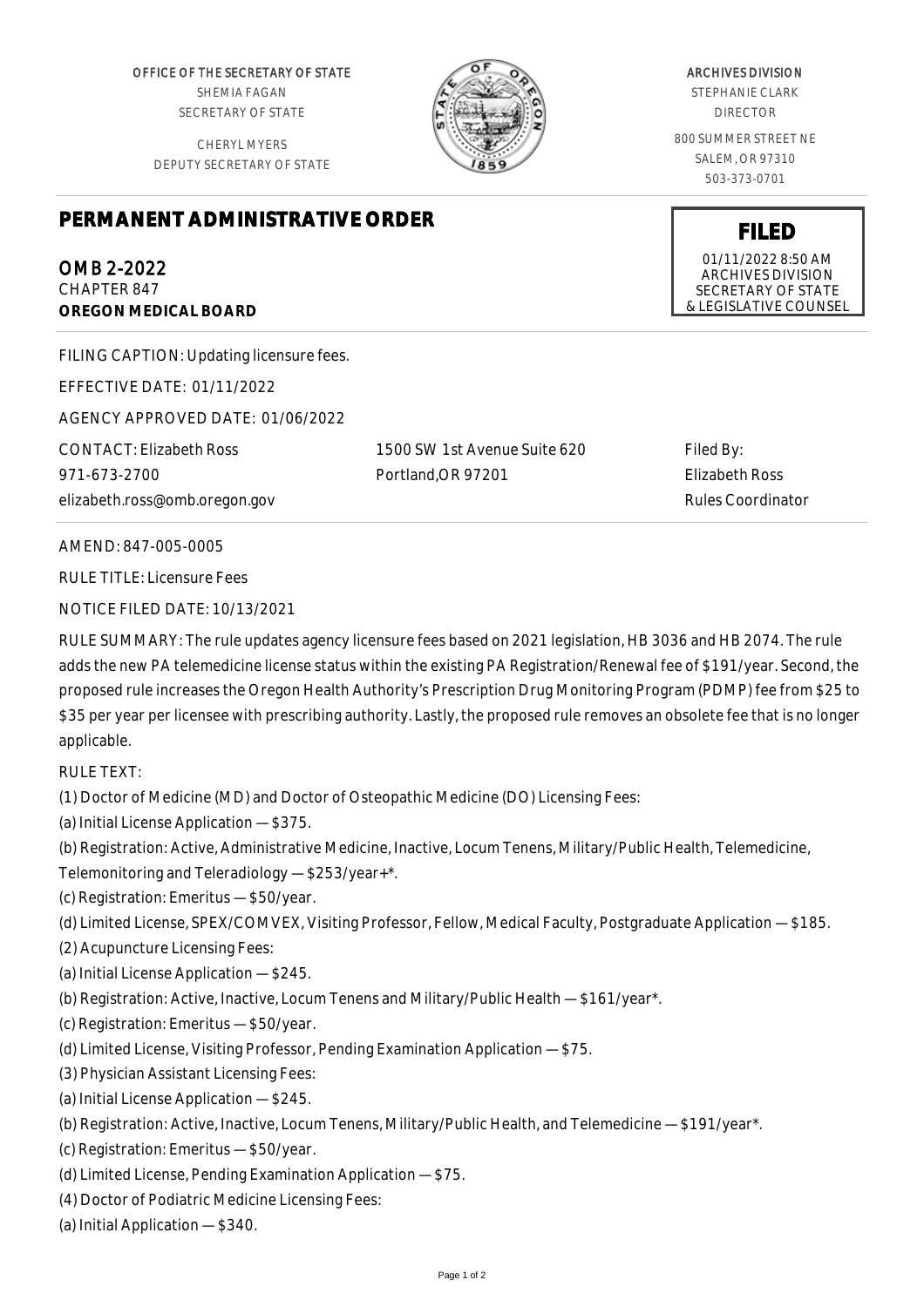OFFICE OF THE SECRETARY OF STATE
SHEMIA FAGAN
SECRETARY OF STATE

CHERYL MYERS
DEPUTY SECRETARY OF STATE

ARCHIVES DIVISION
STEPHANIE CLARK
DIRECTOR

800 SUMMER STREET NE
SALEM, OR 97310
503-373-0701

# PERMANENT ADMINISTRATIVE ORDER

**FILED**
01/11/2022 8:50 AM
ARCHIVES DIVISION
SECRETARY OF STATE
& LEGISLATIVE COUNSEL

OMB 2-2022
CHAPTER 847
**OREGON MEDICAL BOARD**

FILING CAPTION: Updating licensure fees.

EFFECTIVE DATE: 01/11/2022

AGENCY APPROVED DATE: 01/06/2022

CONTACT: Elizabeth Ross
971-673-2700
elizabeth.ross@omb.oregon.gov

1500 SW 1st Avenue Suite 620
Portland,OR 97201

Filed By:
Elizabeth Ross
Rules Coordinator

AMEND: 847-005-0005

RULE TITLE: Licensure Fees

NOTICE FILED DATE: 10/13/2021

RULE SUMMARY: The rule updates agency licensure fees based on 2021 legislation, HB 3036 and HB 2074. The rule adds the new PA telemedicine license status within the existing PA Registration/Renewal fee of $191/year. Second, the proposed rule increases the Oregon Health Authority's Prescription Drug Monitoring Program (PDMP) fee from $25 to $35 per year per licensee with prescribing authority. Lastly, the proposed rule removes an obsolete fee that is no longer applicable.

RULE TEXT:

(1) Doctor of Medicine (MD) and Doctor of Osteopathic Medicine (DO) Licensing Fees:

(a) Initial License Application — $375.

(b) Registration: Active, Administrative Medicine, Inactive, Locum Tenens, Military/Public Health, Telemedicine, Telemonitoring and Teleradiology — $253/year+*.

(c) Registration: Emeritus — $50/year.

(d) Limited License, SPEX/COMVEX, Visiting Professor, Fellow, Medical Faculty, Postgraduate Application — $185.

(2) Acupuncture Licensing Fees:

(a) Initial License Application — $245.

(b) Registration: Active, Inactive, Locum Tenens and Military/Public Health — $161/year*.

(c) Registration: Emeritus — $50/year.

(d) Limited License, Visiting Professor, Pending Examination Application — $75.

(3) Physician Assistant Licensing Fees:

(a) Initial License Application — $245.

(b) Registration: Active, Inactive, Locum Tenens, Military/Public Health, and Telemedicine — $191/year*.

(c) Registration: Emeritus — $50/year.

(d) Limited License, Pending Examination Application — $75.

(4) Doctor of Podiatric Medicine Licensing Fees:

(a) Initial Application — $340.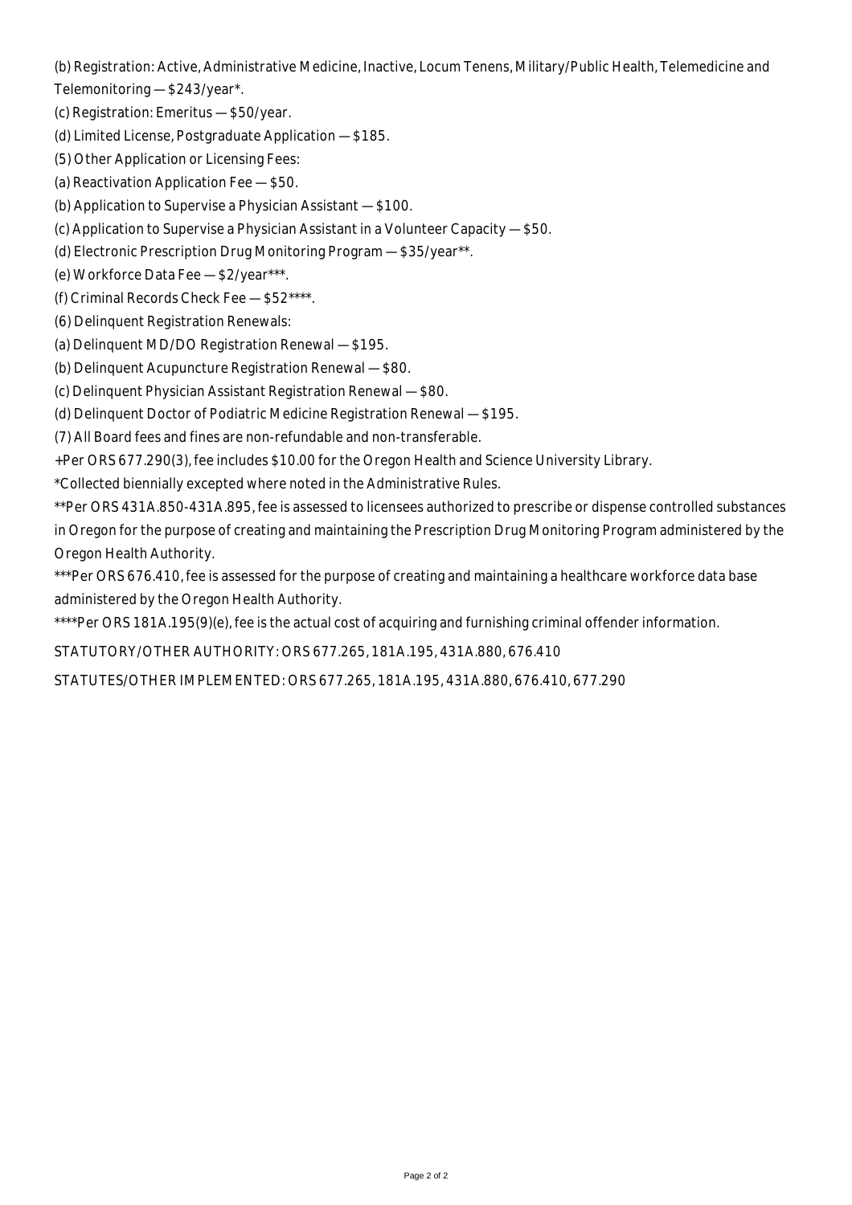(b) Registration: Active, Administrative Medicine, Inactive, Locum Tenens, Military/Public Health, Telemedicine and Telemonitoring — $243/year*.

(c) Registration: Emeritus — $50/year.

(d) Limited License, Postgraduate Application — $185.

(5) Other Application or Licensing Fees:

(a) Reactivation Application Fee — $50.

(b) Application to Supervise a Physician Assistant — $100.

(c) Application to Supervise a Physician Assistant in a Volunteer Capacity — $50.

(d) Electronic Prescription Drug Monitoring Program — $35/year**.

(e) Workforce Data Fee — $2/year***.

(f) Criminal Records Check Fee — $52****.

(6) Delinquent Registration Renewals:

(a) Delinquent MD/DO Registration Renewal — $195.

(b) Delinquent Acupuncture Registration Renewal — $80.

(c) Delinquent Physician Assistant Registration Renewal — $80.

(d) Delinquent Doctor of Podiatric Medicine Registration Renewal — $195.

(7) All Board fees and fines are non-refundable and non-transferable.

+Per ORS 677.290(3), fee includes $10.00 for the Oregon Health and Science University Library.

*Collected biennially excepted where noted in the Administrative Rules.

**Per ORS 431A.850-431A.895, fee is assessed to licensees authorized to prescribe or dispense controlled substances in Oregon for the purpose of creating and maintaining the Prescription Drug Monitoring Program administered by the Oregon Health Authority.

***Per ORS 676.410, fee is assessed for the purpose of creating and maintaining a healthcare workforce data base administered by the Oregon Health Authority.

****Per ORS 181A.195(9)(e), fee is the actual cost of acquiring and furnishing criminal offender information.

STATUTORY/OTHER AUTHORITY: ORS 677.265, 181A.195, 431A.880, 676.410

STATUTES/OTHER IMPLEMENTED: ORS 677.265, 181A.195, 431A.880, 676.410, 677.290